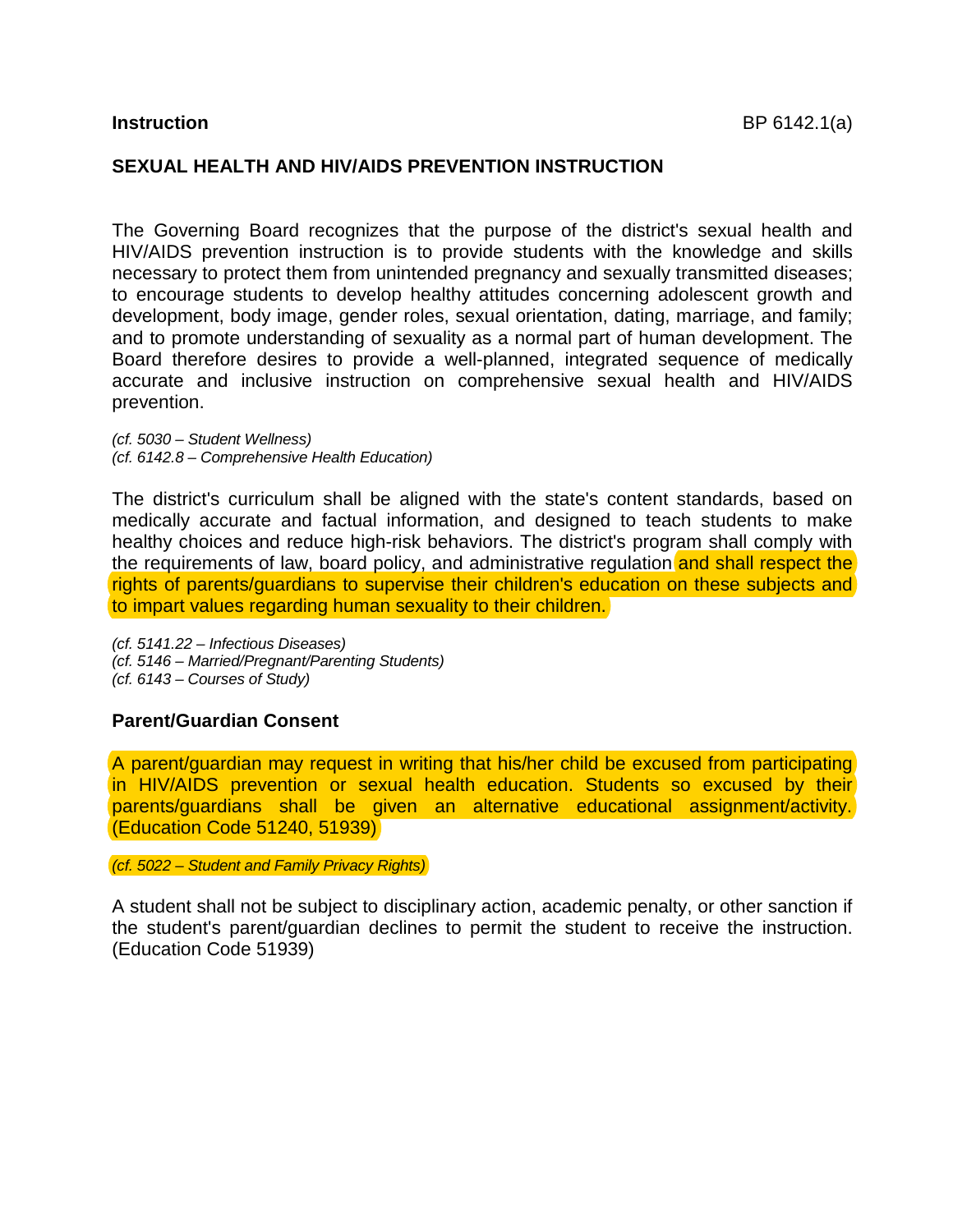**Instruction** BP 6142.1(a)

## SEXUAL HEALTH AND HIV/AIDS PREVENTION INSTRUCTION

The Governing Board recognizes that the purpose of the district's sexual health and HIV/AIDS prevention instruction is to provide students with the knowledge and skills necessary to protect them from unintended pregnancy and sexually transmitted diseases; to encourage students to develop healthy attitudes concerning adolescent growth and development, body image, gender roles, sexual orientation, dating, marriage, and family; and to promote understanding of sexuality as a normal part of human development. The Board therefore desires to provide a well-planned, integrated sequence of medically accurate and inclusive instruction on comprehensive sexual health and HIV/AIDS prevention.

*(cf. 5030 – Student Wellness)*
*(cf. 6142.8 – Comprehensive Health Education)*

The district's curriculum shall be aligned with the state's content standards, based on medically accurate and factual information, and designed to teach students to make healthy choices and reduce high-risk behaviors. The district's program shall comply with the requirements of law, board policy, and administrative regulation and shall respect the rights of parents/guardians to supervise their children's education on these subjects and to impart values regarding human sexuality to their children.

*(cf. 5141.22 – Infectious Diseases)*
*(cf. 5146 – Married/Pregnant/Parenting Students)*
*(cf. 6143 – Courses of Study)*

### Parent/Guardian Consent

A parent/guardian may request in writing that his/her child be excused from participating in HIV/AIDS prevention or sexual health education. Students so excused by their parents/guardians shall be given an alternative educational assignment/activity. (Education Code 51240, 51939)

*(cf. 5022 – Student and Family Privacy Rights)*

A student shall not be subject to disciplinary action, academic penalty, or other sanction if the student's parent/guardian declines to permit the student to receive the instruction. (Education Code 51939)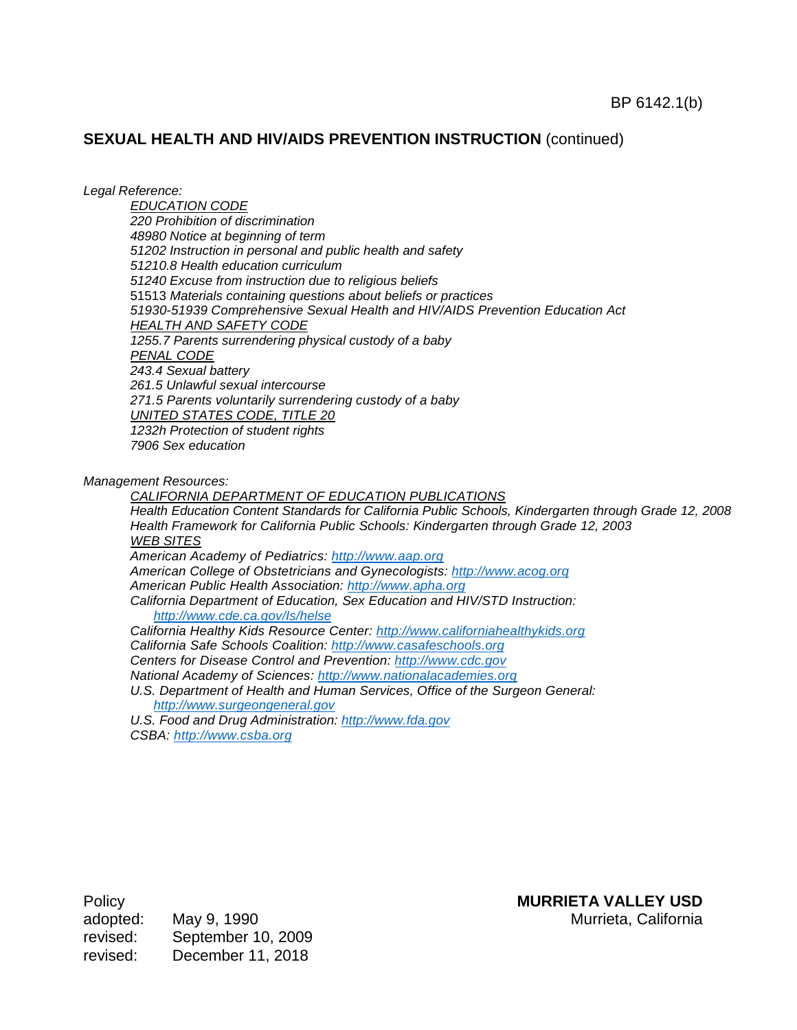## SEXUAL HEALTH AND HIV/AIDS PREVENTION INSTRUCTION (continued)

*Legal Reference:*

*EDUCATION CODE*
*220 Prohibition of discrimination*
*48980 Notice at beginning of term*
*51202 Instruction in personal and public health and safety*
*51210.8 Health education curriculum*
*51240 Excuse from instruction due to religious beliefs*
51513 *Materials containing questions about beliefs or practices*
*51930-51939 Comprehensive Sexual Health and HIV/AIDS Prevention Education Act*
*HEALTH AND SAFETY CODE*
*1255.7 Parents surrendering physical custody of a baby*
*PENAL CODE*
*243.4 Sexual battery*
*261.5 Unlawful sexual intercourse*
*271.5 Parents voluntarily surrendering custody of a baby*
*UNITED STATES CODE, TITLE 20*
*1232h Protection of student rights*
*7906 Sex education*

*Management Resources:*

*CALIFORNIA DEPARTMENT OF EDUCATION PUBLICATIONS*
*Health Education Content Standards for California Public Schools, Kindergarten through Grade 12, 2008*
*Health Framework for California Public Schools: Kindergarten through Grade 12, 2003*
*WEB SITES*
*American Academy of Pediatrics: http://www.aap.org*
*American College of Obstetricians and Gynecologists: http://www.acog.org*
*American Public Health Association: http://www.apha.org*
*California Department of Education, Sex Education and HIV/STD Instruction: http://www.cde.ca.gov/ls/helse*
*California Healthy Kids Resource Center: http://www.californiahealthykids.org*
*California Safe Schools Coalition: http://www.casafeschools.org*
*Centers for Disease Control and Prevention: http://www.cdc.gov*
*National Academy of Sciences: http://www.nationalacademies.org*
*U.S. Department of Health and Human Services, Office of the Surgeon General: http://www.surgeongeneral.gov*
*U.S. Food and Drug Administration: http://www.fda.gov*
*CSBA: http://www.csba.org*

Policy
adopted: May 9, 1990
revised: September 10, 2009
revised: December 11, 2018

**MURRIETA VALLEY USD**
Murrieta, California